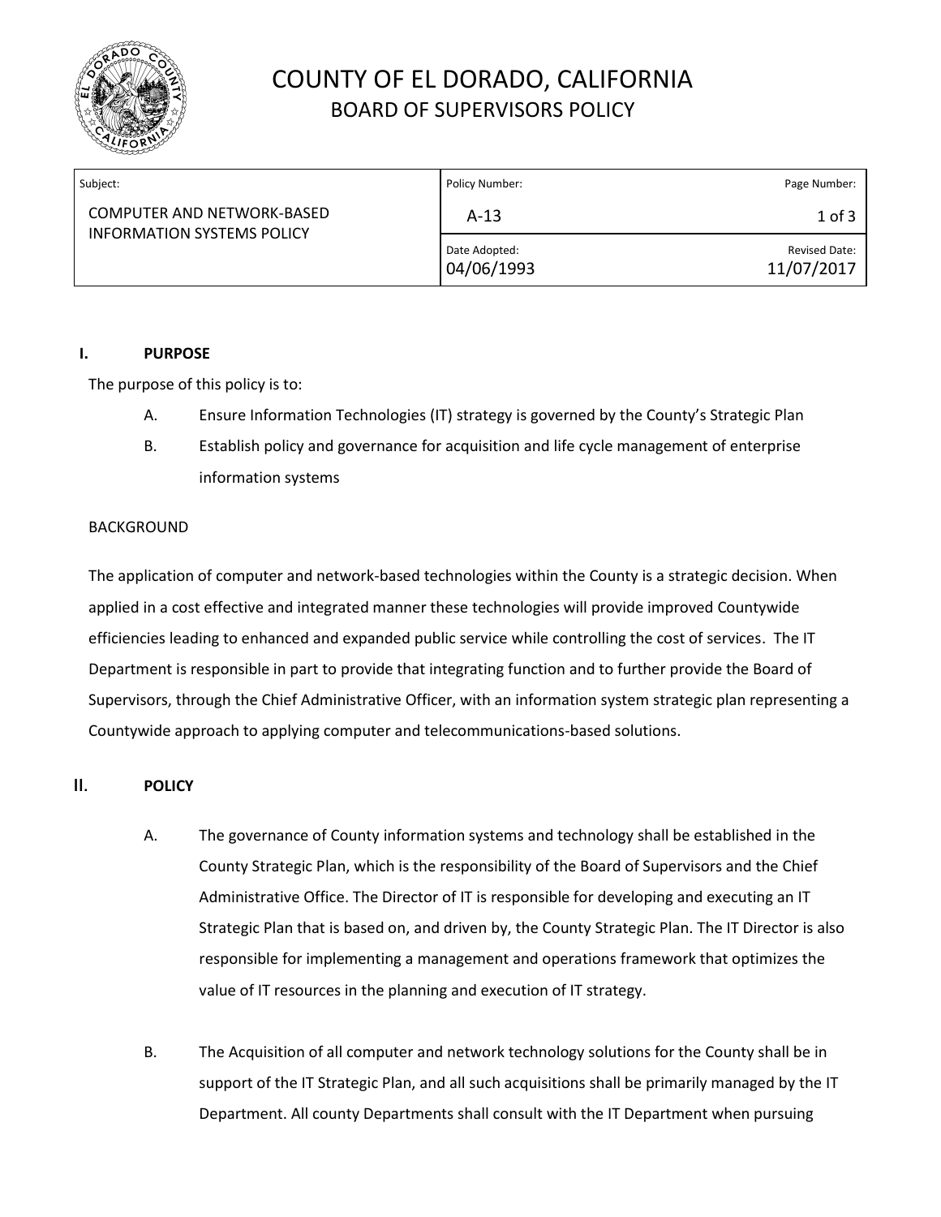# COUNTY OF EL DORADO, CALIFORNIA
## BOARD OF SUPERVISORS POLICY

| Subject: | Policy Number: | Page Number: |
|---|---|---|
| COMPUTER AND NETWORK-BASED INFORMATION SYSTEMS POLICY | A-13 | 1 of 3 |
| | Date Adopted: 04/06/1993 | Revised Date: 11/07/2017 |

### I. PURPOSE

The purpose of this policy is to:

- A. Ensure Information Technologies (IT) strategy is governed by the County's Strategic Plan
- B. Establish policy and governance for acquisition and life cycle management of enterprise information systems

BACKGROUND

The application of computer and network-based technologies within the County is a strategic decision. When applied in a cost effective and integrated manner these technologies will provide improved Countywide efficiencies leading to enhanced and expanded public service while controlling the cost of services. The IT Department is responsible in part to provide that integrating function and to further provide the Board of Supervisors, through the Chief Administrative Officer, with an information system strategic plan representing a Countywide approach to applying computer and telecommunications-based solutions.

### II. POLICY

A. The governance of County information systems and technology shall be established in the County Strategic Plan, which is the responsibility of the Board of Supervisors and the Chief Administrative Office. The Director of IT is responsible for developing and executing an IT Strategic Plan that is based on, and driven by, the County Strategic Plan. The IT Director is also responsible for implementing a management and operations framework that optimizes the value of IT resources in the planning and execution of IT strategy.

B. The Acquisition of all computer and network technology solutions for the County shall be in support of the IT Strategic Plan, and all such acquisitions shall be primarily managed by the IT Department. All county Departments shall consult with the IT Department when pursuing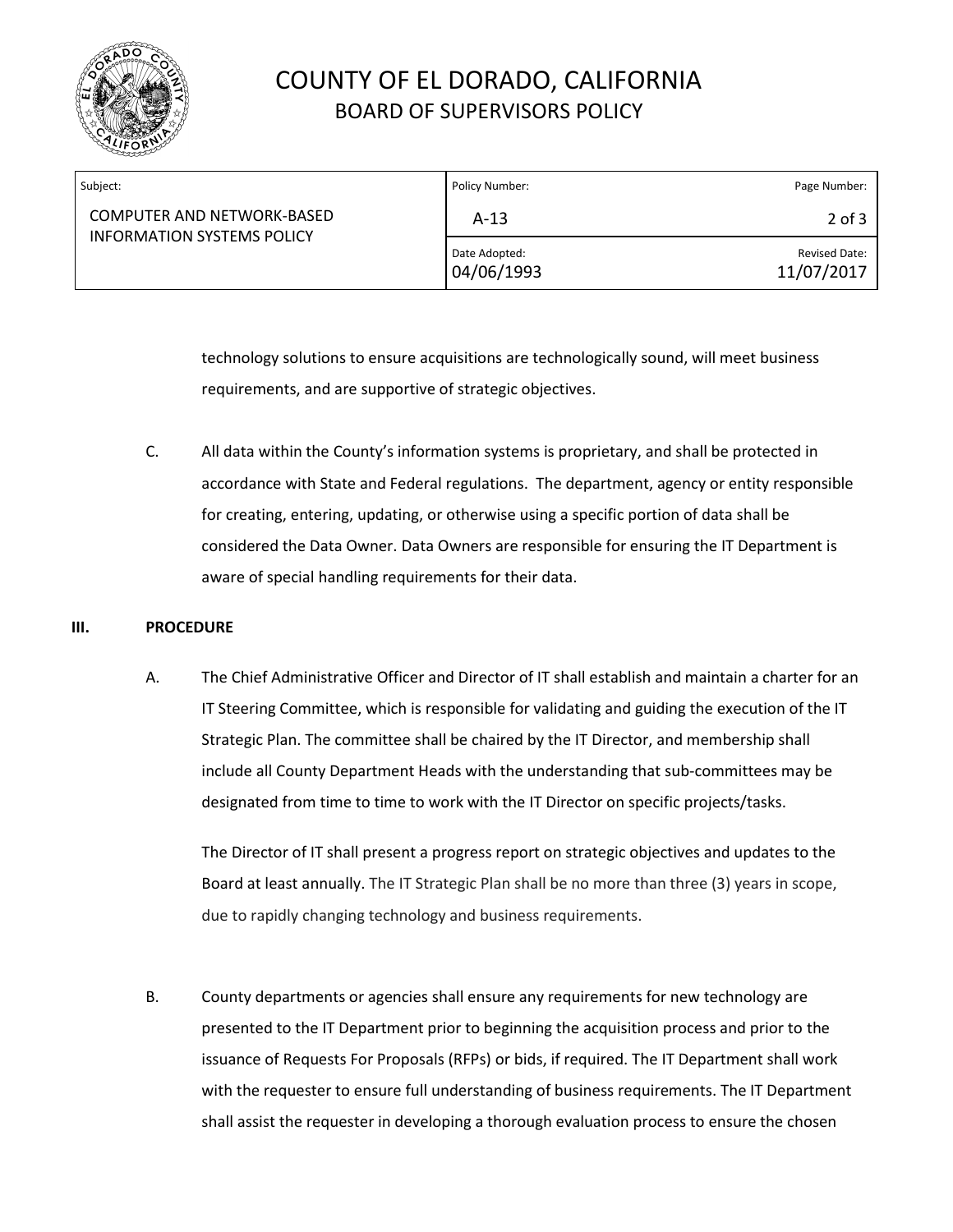technology solutions to ensure acquisitions are technologically sound, will meet business requirements, and are supportive of strategic objectives.

C. All data within the County's information systems is proprietary, and shall be protected in accordance with State and Federal regulations. The department, agency or entity responsible for creating, entering, updating, or otherwise using a specific portion of data shall be considered the Data Owner. Data Owners are responsible for ensuring the IT Department is aware of special handling requirements for their data.

## III. PROCEDURE

A. The Chief Administrative Officer and Director of IT shall establish and maintain a charter for an IT Steering Committee, which is responsible for validating and guiding the execution of the IT Strategic Plan. The committee shall be chaired by the IT Director, and membership shall include all County Department Heads with the understanding that sub-committees may be designated from time to time to work with the IT Director on specific projects/tasks.

The Director of IT shall present a progress report on strategic objectives and updates to the Board at least annually. The IT Strategic Plan shall be no more than three (3) years in scope, due to rapidly changing technology and business requirements.

B. County departments or agencies shall ensure any requirements for new technology are presented to the IT Department prior to beginning the acquisition process and prior to the issuance of Requests For Proposals (RFPs) or bids, if required. The IT Department shall work with the requester to ensure full understanding of business requirements. The IT Department shall assist the requester in developing a thorough evaluation process to ensure the chosen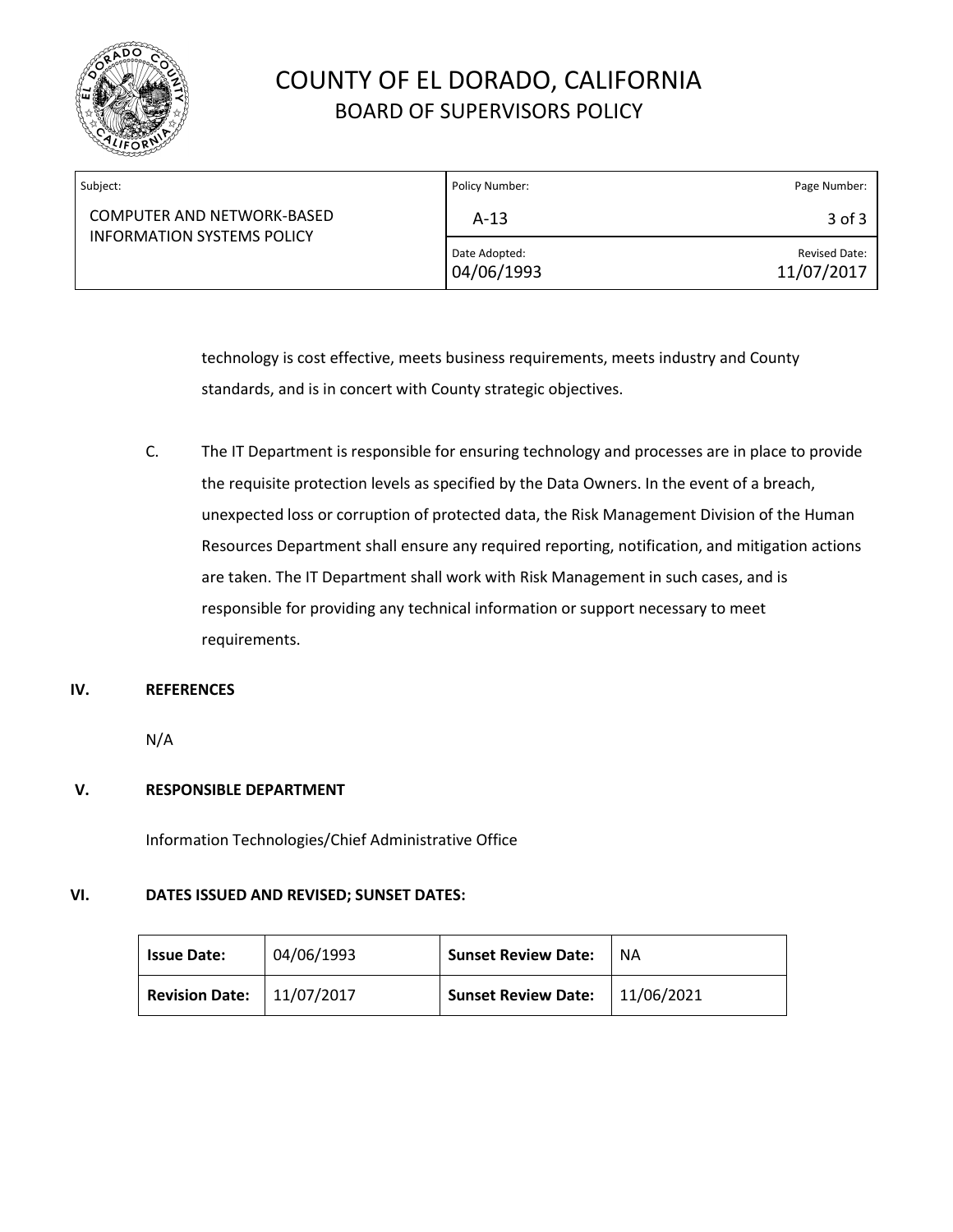technology is cost effective, meets business requirements, meets industry and County standards, and is in concert with County strategic objectives.

C. The IT Department is responsible for ensuring technology and processes are in place to provide the requisite protection levels as specified by the Data Owners. In the event of a breach, unexpected loss or corruption of protected data, the Risk Management Division of the Human Resources Department shall ensure any required reporting, notification, and mitigation actions are taken. The IT Department shall work with Risk Management in such cases, and is responsible for providing any technical information or support necessary to meet requirements.

## IV. REFERENCES

N/A

## V. RESPONSIBLE DEPARTMENT

Information Technologies/Chief Administrative Office

## VI. DATES ISSUED AND REVISED; SUNSET DATES:

| | | | |
|---|---|---|---|
| **Issue Date:** | 04/06/1993 | **Sunset Review Date:** | NA |
| **Revision Date:** | 11/07/2017 | **Sunset Review Date:** | 11/06/2021 |